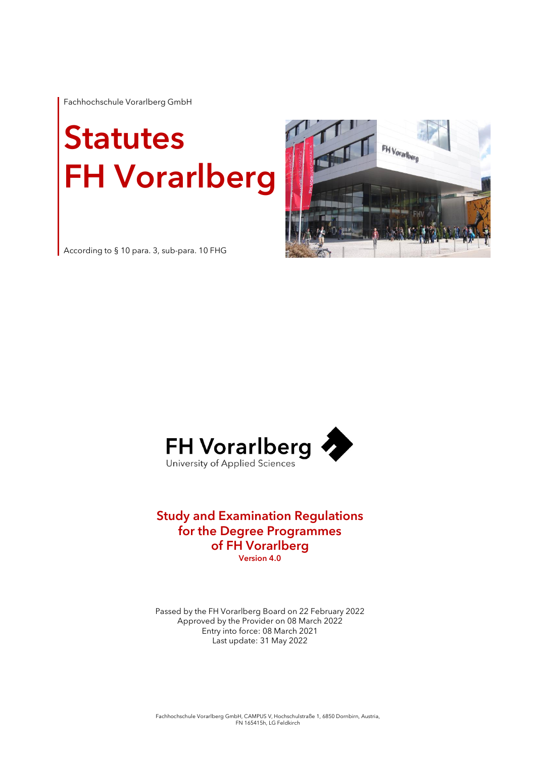Fachhochschule Vorarlberg GmbH

# Statutes FH Vorarlberg

According to § 10 para. 3, sub-para. 10 FHG

FH Vorarlberg
University of Applied Sciences

## Study and Examination Regulations for the Degree Programmes of FH Vorarlberg

**Version 4.0**

Passed by the FH Vorarlberg Board on 22 February 2022
Approved by the Provider on 08 March 2022
Entry into force: 08 March 2021
Last update: 31 May 2022

Fachhochschule Vorarlberg GmbH, CAMPUS V, Hochschulstraße 1, 6850 Dornbirn, Austria, FN 165415h, LG Feldkirch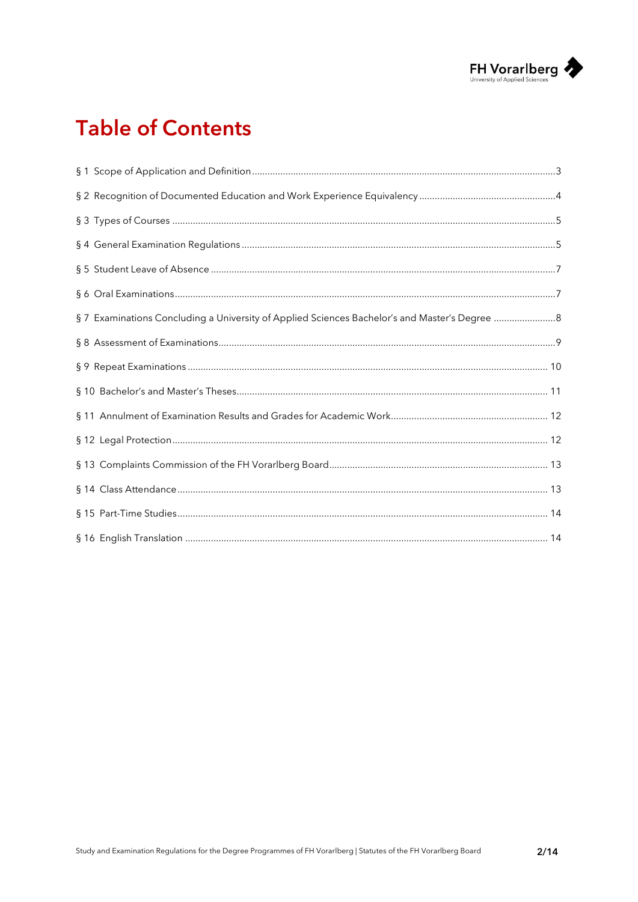# Table of Contents

§ 1 Scope of Application and Definition ..... 3

§ 2 Recognition of Documented Education and Work Experience Equivalency ..... 4

§ 3 Types of Courses ..... 5

§ 4 General Examination Regulations ..... 5

§ 5 Student Leave of Absence ..... 7

§ 6 Oral Examinations ..... 7

§ 7 Examinations Concluding a University of Applied Sciences Bachelor's and Master's Degree ..... 8

§ 8 Assessment of Examinations ..... 9

§ 9 Repeat Examinations ..... 10

§ 10 Bachelor's and Master's Theses ..... 11

§ 11 Annulment of Examination Results and Grades for Academic Work ..... 12

§ 12 Legal Protection ..... 12

§ 13 Complaints Commission of the FH Vorarlberg Board ..... 13

§ 14 Class Attendance ..... 13

§ 15 Part-Time Studies ..... 14

§ 16 English Translation ..... 14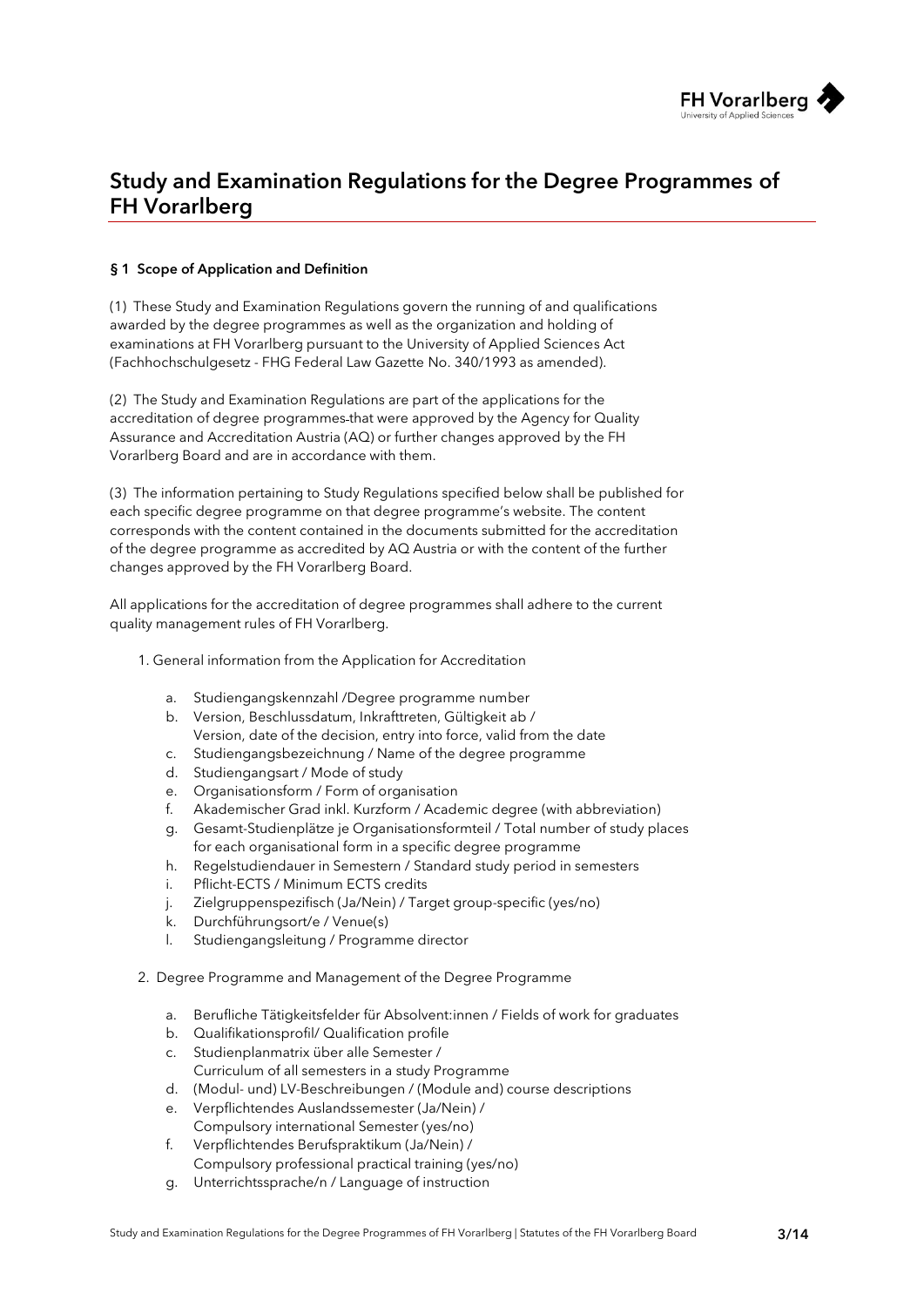# Study and Examination Regulations for the Degree Programmes of FH Vorarlberg

### § 1 Scope of Application and Definition

(1) These Study and Examination Regulations govern the running of and qualifications awarded by the degree programmes as well as the organization and holding of examinations at FH Vorarlberg pursuant to the University of Applied Sciences Act (Fachhochschulgesetz - FHG Federal Law Gazette No. 340/1993 as amended).

(2) The Study and Examination Regulations are part of the applications for the accreditation of degree programmes that were approved by the Agency for Quality Assurance and Accreditation Austria (AQ) or further changes approved by the FH Vorarlberg Board and are in accordance with them.

(3) The information pertaining to Study Regulations specified below shall be published for each specific degree programme on that degree programme's website. The content corresponds with the content contained in the documents submitted for the accreditation of the degree programme as accredited by AQ Austria or with the content of the further changes approved by the FH Vorarlberg Board.

All applications for the accreditation of degree programmes shall adhere to the current quality management rules of FH Vorarlberg.

1. General information from the Application for Accreditation
   a. Studiengangskennzahl /Degree programme number
   b. Version, Beschlussdatum, Inkrafttreten, Gültigkeit ab / Version, date of the decision, entry into force, valid from the date
   c. Studiengangsbezeichnung / Name of the degree programme
   d. Studiengangsart / Mode of study
   e. Organisationsform / Form of organisation
   f. Akademischer Grad inkl. Kurzform / Academic degree (with abbreviation)
   g. Gesamt-Studienplätze je Organisationsformteil / Total number of study places for each organisational form in a specific degree programme
   h. Regelstudiendauer in Semestern / Standard study period in semesters
   i. Pflicht-ECTS / Minimum ECTS credits
   j. Zielgruppenspezifisch (Ja/Nein) / Target group-specific (yes/no)
   k. Durchführungsort/e / Venue(s)
   l. Studiengangsleitung / Programme director

2. Degree Programme and Management of the Degree Programme
   a. Berufliche Tätigkeitsfelder für Absolvent:innen / Fields of work for graduates
   b. Qualifikationsprofil/ Qualification profile
   c. Studienplanmatrix über alle Semester / Curriculum of all semesters in a study Programme
   d. (Modul- und) LV-Beschreibungen / (Module and) course descriptions
   e. Verpflichtendes Auslandssemester (Ja/Nein) / Compulsory international Semester (yes/no)
   f. Verpflichtendes Berufspraktikum (Ja/Nein) / Compulsory professional practical training (yes/no)
   g. Unterrichtssprache/n / Language of instruction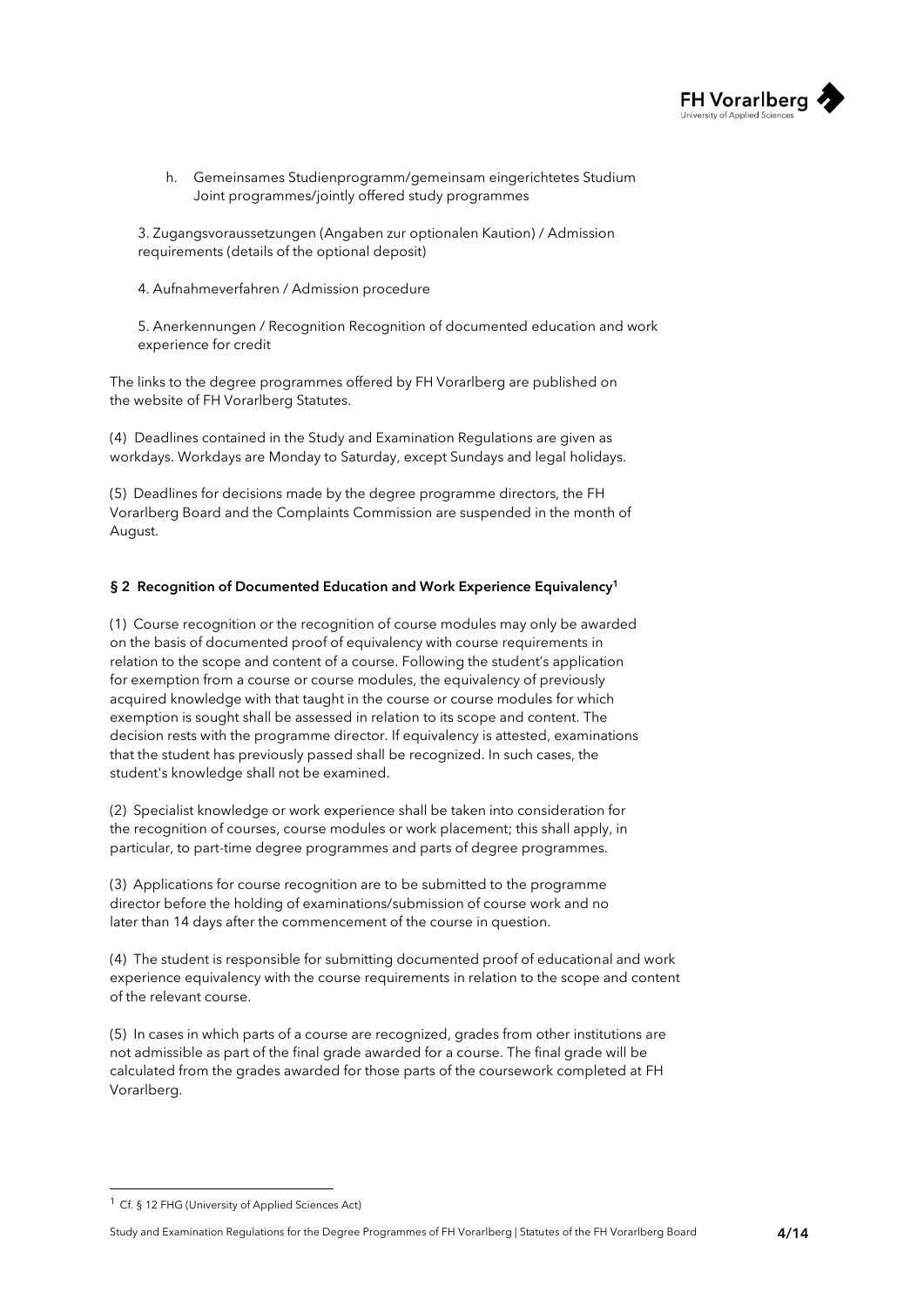h. Gemeinsames Studienprogramm/gemeinsam eingerichtetes Studium
   Joint programmes/jointly offered study programmes

3. Zugangsvoraussetzungen (Angaben zur optionalen Kaution) / Admission requirements (details of the optional deposit)

4. Aufnahmeverfahren / Admission procedure

5. Anerkennungen / Recognition Recognition of documented education and work experience for credit

The links to the degree programmes offered by FH Vorarlberg are published on the website of FH Vorarlberg Statutes.

(4) Deadlines contained in the Study and Examination Regulations are given as workdays. Workdays are Monday to Saturday, except Sundays and legal holidays.

(5) Deadlines for decisions made by the degree programme directors, the FH Vorarlberg Board and the Complaints Commission are suspended in the month of August.

### § 2 Recognition of Documented Education and Work Experience Equivalency[1]

(1) Course recognition or the recognition of course modules may only be awarded on the basis of documented proof of equivalency with course requirements in relation to the scope and content of a course. Following the student's application for exemption from a course or course modules, the equivalency of previously acquired knowledge with that taught in the course or course modules for which exemption is sought shall be assessed in relation to its scope and content. The decision rests with the programme director. If equivalency is attested, examinations that the student has previously passed shall be recognized. In such cases, the student's knowledge shall not be examined.

(2) Specialist knowledge or work experience shall be taken into consideration for the recognition of courses, course modules or work placement; this shall apply, in particular, to part-time degree programmes and parts of degree programmes.

(3) Applications for course recognition are to be submitted to the programme director before the holding of examinations/submission of course work and no later than 14 days after the commencement of the course in question.

(4) The student is responsible for submitting documented proof of educational and work experience equivalency with the course requirements in relation to the scope and content of the relevant course.

(5) In cases in which parts of a course are recognized, grades from other institutions are not admissible as part of the final grade awarded for a course. The final grade will be calculated from the grades awarded for those parts of the coursework completed at FH Vorarlberg.

---

[1] Cf. § 12 FHG (University of Applied Sciences Act)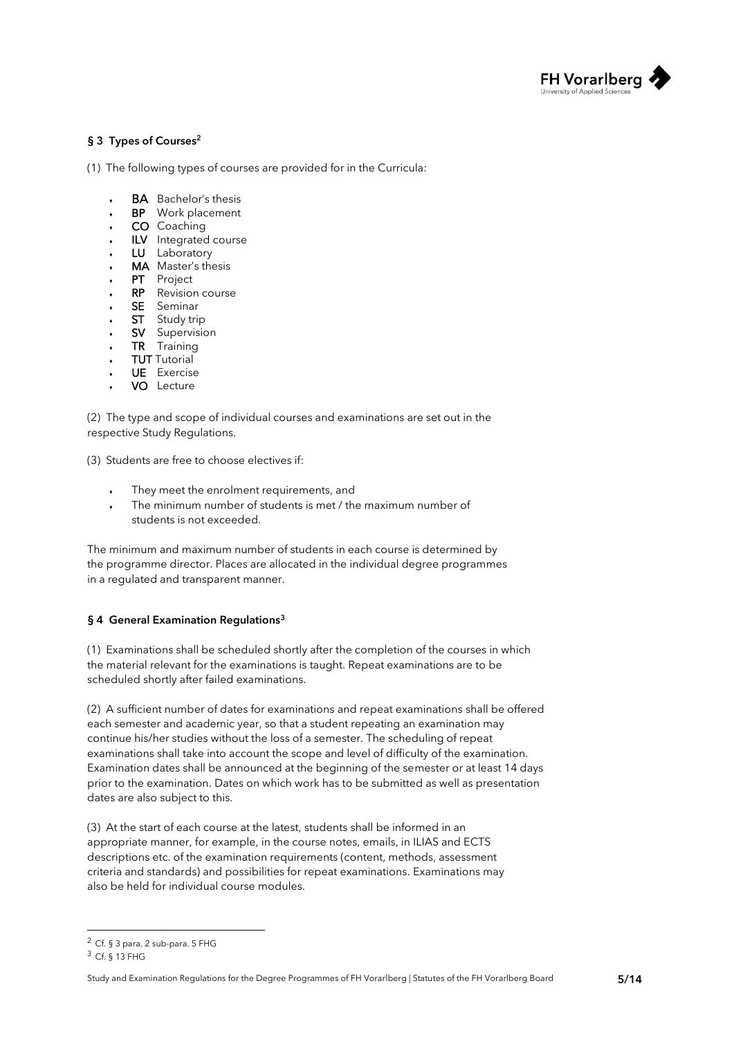## § 3 Types of Courses[2]

(1) The following types of courses are provided for in the Curricula:

- **BA** Bachelor's thesis
- **BP** Work placement
- **CO** Coaching
- **ILV** Integrated course
- **LU** Laboratory
- **MA** Master's thesis
- **PT** Project
- **RP** Revision course
- **SE** Seminar
- **ST** Study trip
- **SV** Supervision
- **TR** Training
- **TUT** Tutorial
- **UE** Exercise
- **VO** Lecture

(2) The type and scope of individual courses and examinations are set out in the respective Study Regulations.

(3) Students are free to choose electives if:

- They meet the enrolment requirements, and
- The minimum number of students is met / the maximum number of students is not exceeded.

The minimum and maximum number of students in each course is determined by the programme director. Places are allocated in the individual degree programmes in a regulated and transparent manner.

## § 4 General Examination Regulations[3]

(1) Examinations shall be scheduled shortly after the completion of the courses in which the material relevant for the examinations is taught. Repeat examinations are to be scheduled shortly after failed examinations.

(2) A sufficient number of dates for examinations and repeat examinations shall be offered each semester and academic year, so that a student repeating an examination may continue his/her studies without the loss of a semester. The scheduling of repeat examinations shall take into account the scope and level of difficulty of the examination. Examination dates shall be announced at the beginning of the semester or at least 14 days prior to the examination. Dates on which work has to be submitted as well as presentation dates are also subject to this.

(3) At the start of each course at the latest, students shall be informed in an appropriate manner, for example, in the course notes, emails, in ILIAS and ECTS descriptions etc. of the examination requirements (content, methods, assessment criteria and standards) and possibilities for repeat examinations. Examinations may also be held for individual course modules.

---

[2] Cf. § 3 para. 2 sub-para. 5 FHG

[3] Cf. § 13 FHG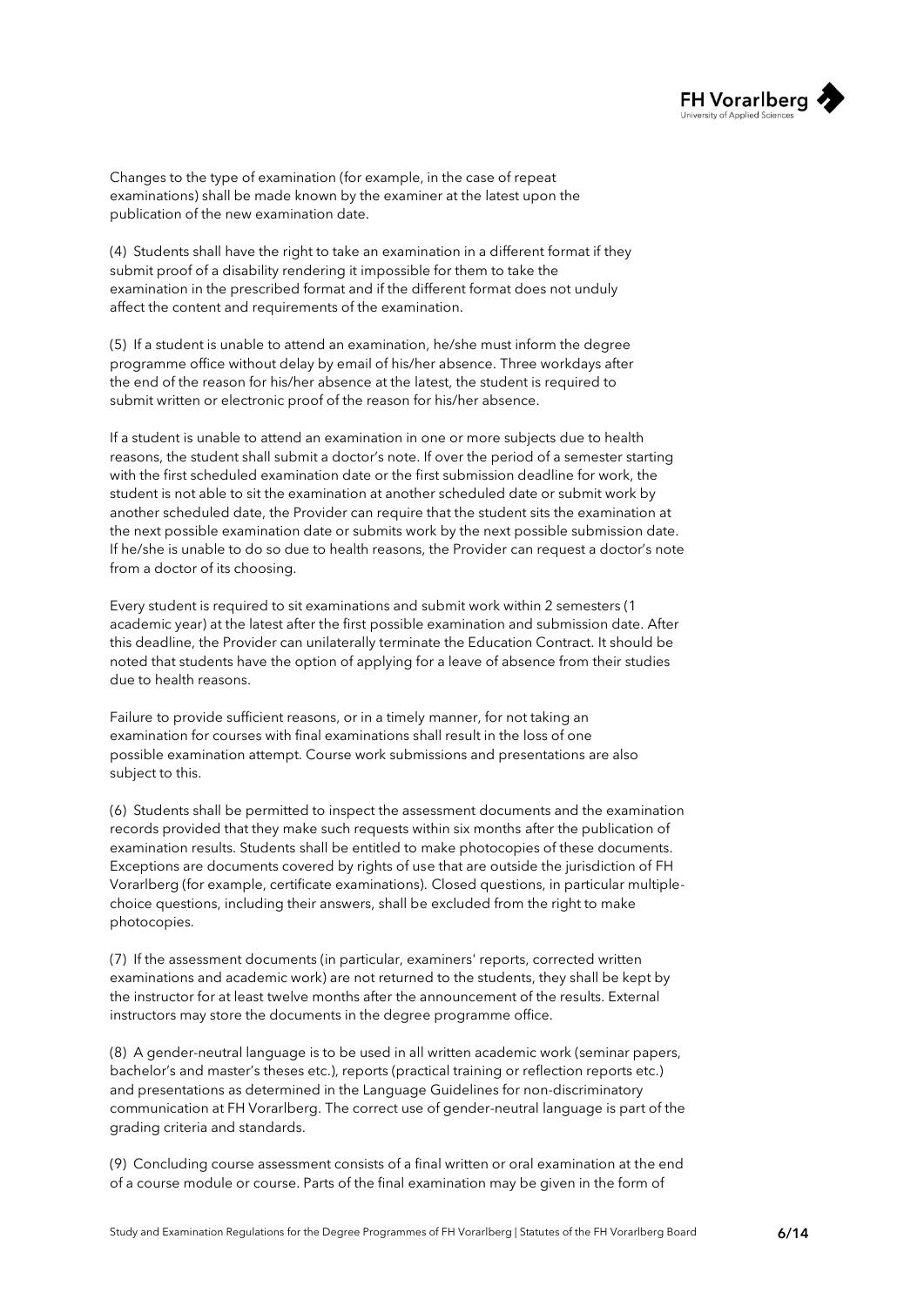Changes to the type of examination (for example, in the case of repeat examinations) shall be made known by the examiner at the latest upon the publication of the new examination date.

(4) Students shall have the right to take an examination in a different format if they submit proof of a disability rendering it impossible for them to take the examination in the prescribed format and if the different format does not unduly affect the content and requirements of the examination.

(5) If a student is unable to attend an examination, he/she must inform the degree programme office without delay by email of his/her absence. Three workdays after the end of the reason for his/her absence at the latest, the student is required to submit written or electronic proof of the reason for his/her absence.

If a student is unable to attend an examination in one or more subjects due to health reasons, the student shall submit a doctor's note. If over the period of a semester starting with the first scheduled examination date or the first submission deadline for work, the student is not able to sit the examination at another scheduled date or submit work by another scheduled date, the Provider can require that the student sits the examination at the next possible examination date or submits work by the next possible submission date. If he/she is unable to do so due to health reasons, the Provider can request a doctor's note from a doctor of its choosing.

Every student is required to sit examinations and submit work within 2 semesters (1 academic year) at the latest after the first possible examination and submission date. After this deadline, the Provider can unilaterally terminate the Education Contract. It should be noted that students have the option of applying for a leave of absence from their studies due to health reasons.

Failure to provide sufficient reasons, or in a timely manner, for not taking an examination for courses with final examinations shall result in the loss of one possible examination attempt. Course work submissions and presentations are also subject to this.

(6) Students shall be permitted to inspect the assessment documents and the examination records provided that they make such requests within six months after the publication of examination results. Students shall be entitled to make photocopies of these documents. Exceptions are documents covered by rights of use that are outside the jurisdiction of FH Vorarlberg (for example, certificate examinations). Closed questions, in particular multiple-choice questions, including their answers, shall be excluded from the right to make photocopies.

(7) If the assessment documents (in particular, examiners' reports, corrected written examinations and academic work) are not returned to the students, they shall be kept by the instructor for at least twelve months after the announcement of the results. External instructors may store the documents in the degree programme office.

(8) A gender-neutral language is to be used in all written academic work (seminar papers, bachelor's and master's theses etc.), reports (practical training or reflection reports etc.) and presentations as determined in the Language Guidelines for non-discriminatory communication at FH Vorarlberg. The correct use of gender-neutral language is part of the grading criteria and standards.

(9) Concluding course assessment consists of a final written or oral examination at the end of a course module or course. Parts of the final examination may be given in the form of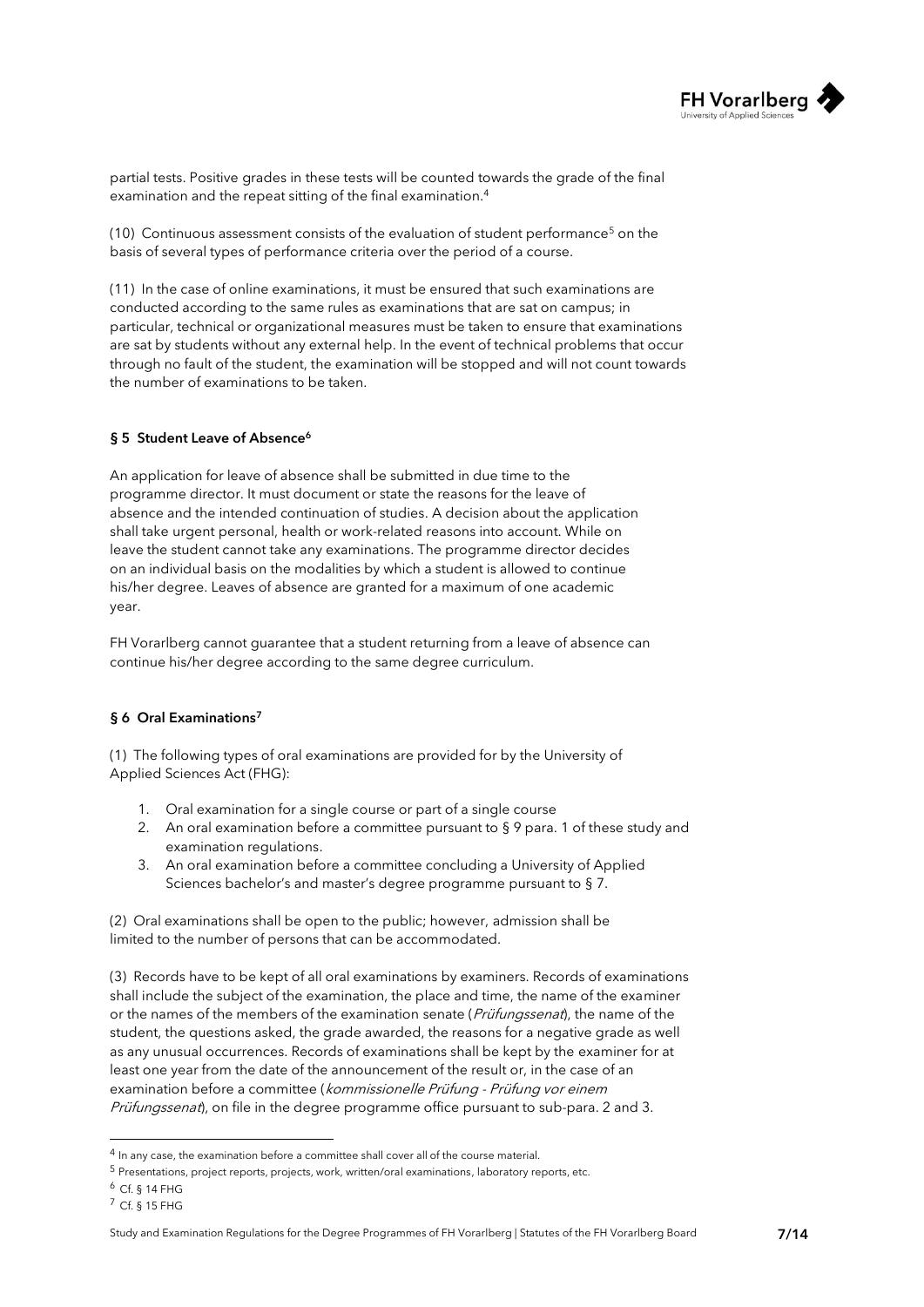partial tests. Positive grades in these tests will be counted towards the grade of the final examination and the repeat sitting of the final examination.[4]

(10) Continuous assessment consists of the evaluation of student performance[5] on the basis of several types of performance criteria over the period of a course.

(11) In the case of online examinations, it must be ensured that such examinations are conducted according to the same rules as examinations that are sat on campus; in particular, technical or organizational measures must be taken to ensure that examinations are sat by students without any external help. In the event of technical problems that occur through no fault of the student, the examination will be stopped and will not count towards the number of examinations to be taken.

### § 5 Student Leave of Absence[6]

An application for leave of absence shall be submitted in due time to the programme director. It must document or state the reasons for the leave of absence and the intended continuation of studies. A decision about the application shall take urgent personal, health or work-related reasons into account. While on leave the student cannot take any examinations. The programme director decides on an individual basis on the modalities by which a student is allowed to continue his/her degree. Leaves of absence are granted for a maximum of one academic year.

FH Vorarlberg cannot guarantee that a student returning from a leave of absence can continue his/her degree according to the same degree curriculum.

### § 6 Oral Examinations[7]

(1) The following types of oral examinations are provided for by the University of Applied Sciences Act (FHG):

1. Oral examination for a single course or part of a single course
2. An oral examination before a committee pursuant to § 9 para. 1 of these study and examination regulations.
3. An oral examination before a committee concluding a University of Applied Sciences bachelor's and master's degree programme pursuant to § 7.

(2) Oral examinations shall be open to the public; however, admission shall be limited to the number of persons that can be accommodated.

(3) Records have to be kept of all oral examinations by examiners. Records of examinations shall include the subject of the examination, the place and time, the name of the examiner or the names of the members of the examination senate (*Prüfungssenat*), the name of the student, the questions asked, the grade awarded, the reasons for a negative grade as well as any unusual occurrences. Records of examinations shall be kept by the examiner for at least one year from the date of the announcement of the result or, in the case of an examination before a committee (*kommissionelle Prüfung - Prüfung vor einem Prüfungssenat*), on file in the degree programme office pursuant to sub-para. 2 and 3.

---

[4] In any case, the examination before a committee shall cover all of the course material.

[5] Presentations, project reports, projects, work, written/oral examinations, laboratory reports, etc.

[6] Cf. § 14 FHG

[7] Cf. § 15 FHG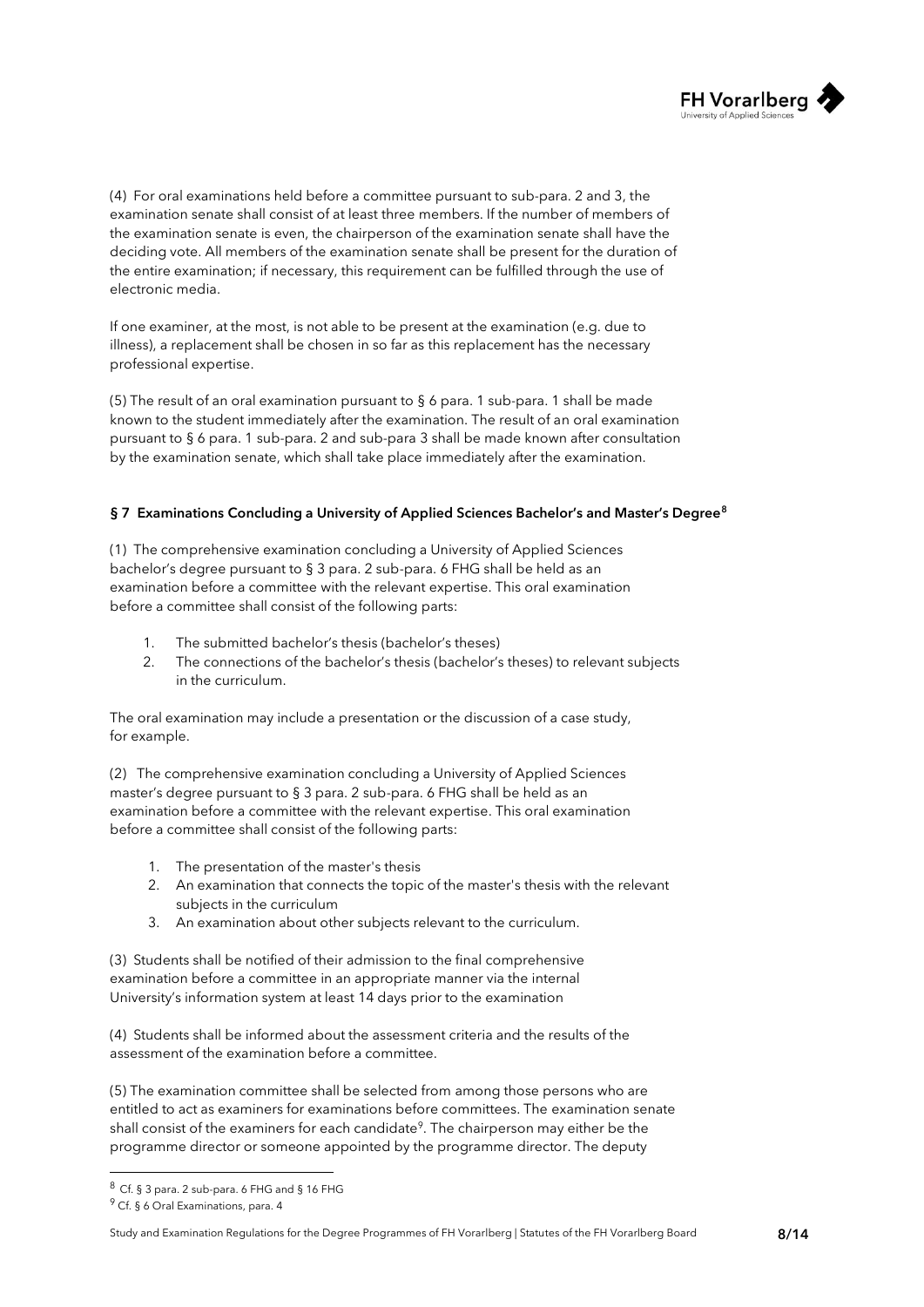(4) For oral examinations held before a committee pursuant to sub-para. 2 and 3, the examination senate shall consist of at least three members. If the number of members of the examination senate is even, the chairperson of the examination senate shall have the deciding vote. All members of the examination senate shall be present for the duration of the entire examination; if necessary, this requirement can be fulfilled through the use of electronic media.

If one examiner, at the most, is not able to be present at the examination (e.g. due to illness), a replacement shall be chosen in so far as this replacement has the necessary professional expertise.

(5) The result of an oral examination pursuant to § 6 para. 1 sub-para. 1 shall be made known to the student immediately after the examination. The result of an oral examination pursuant to § 6 para. 1 sub-para. 2 and sub-para 3 shall be made known after consultation by the examination senate, which shall take place immediately after the examination.

### § 7 Examinations Concluding a University of Applied Sciences Bachelor's and Master's Degree[8]

(1) The comprehensive examination concluding a University of Applied Sciences bachelor's degree pursuant to § 3 para. 2 sub-para. 6 FHG shall be held as an examination before a committee with the relevant expertise. This oral examination before a committee shall consist of the following parts:

1. The submitted bachelor's thesis (bachelor's theses)
2. The connections of the bachelor's thesis (bachelor's theses) to relevant subjects in the curriculum.

The oral examination may include a presentation or the discussion of a case study, for example.

(2) The comprehensive examination concluding a University of Applied Sciences master's degree pursuant to § 3 para. 2 sub-para. 6 FHG shall be held as an examination before a committee with the relevant expertise. This oral examination before a committee shall consist of the following parts:

1. The presentation of the master's thesis
2. An examination that connects the topic of the master's thesis with the relevant subjects in the curriculum
3. An examination about other subjects relevant to the curriculum.

(3) Students shall be notified of their admission to the final comprehensive examination before a committee in an appropriate manner via the internal University's information system at least 14 days prior to the examination

(4) Students shall be informed about the assessment criteria and the results of the assessment of the examination before a committee.

(5) The examination committee shall be selected from among those persons who are entitled to act as examiners for examinations before committees. The examination senate shall consist of the examiners for each candidate[9]. The chairperson may either be the programme director or someone appointed by the programme director. The deputy

---

[8] Cf. § 3 para. 2 sub-para. 6 FHG and § 16 FHG

[9] Cf. § 6 Oral Examinations, para. 4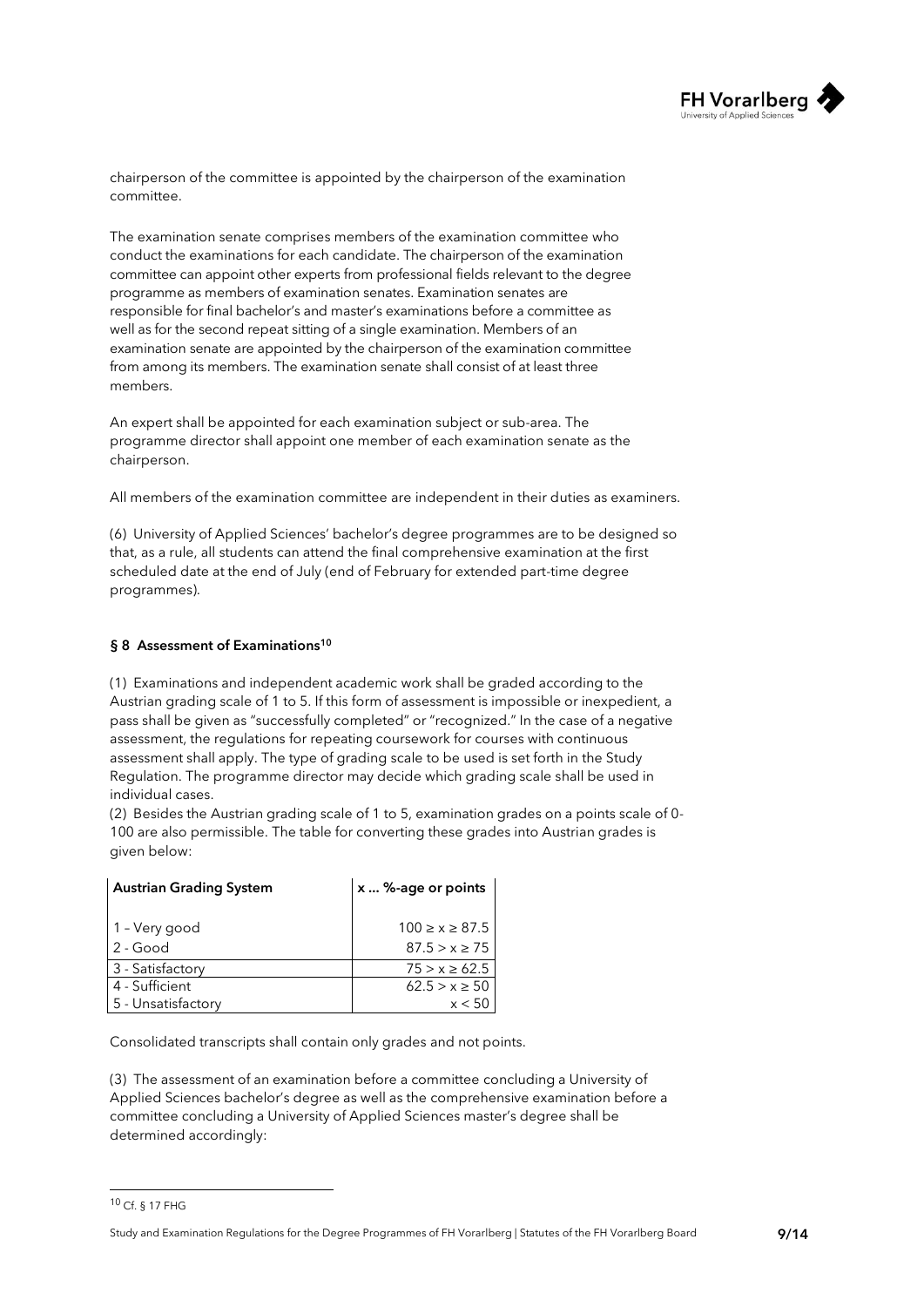chairperson of the committee is appointed by the chairperson of the examination committee.

The examination senate comprises members of the examination committee who conduct the examinations for each candidate. The chairperson of the examination committee can appoint other experts from professional fields relevant to the degree programme as members of examination senates. Examination senates are responsible for final bachelor's and master's examinations before a committee as well as for the second repeat sitting of a single examination. Members of an examination senate are appointed by the chairperson of the examination committee from among its members. The examination senate shall consist of at least three members.

An expert shall be appointed for each examination subject or sub-area. The programme director shall appoint one member of each examination senate as the chairperson.

All members of the examination committee are independent in their duties as examiners.

(6) University of Applied Sciences' bachelor's degree programmes are to be designed so that, as a rule, all students can attend the final comprehensive examination at the first scheduled date at the end of July (end of February for extended part-time degree programmes).

### § 8 Assessment of Examinations[10]

(1) Examinations and independent academic work shall be graded according to the Austrian grading scale of 1 to 5. If this form of assessment is impossible or inexpedient, a pass shall be given as "successfully completed" or "recognized." In the case of a negative assessment, the regulations for repeating coursework for courses with continuous assessment shall apply. The type of grading scale to be used is set forth in the Study Regulation. The programme director may decide which grading scale shall be used in individual cases.

(2) Besides the Austrian grading scale of 1 to 5, examination grades on a points scale of 0-100 are also permissible. The table for converting these grades into Austrian grades is given below:

| Austrian Grading System | x ... %-age or points |
|---|---|
| 1 – Very good | $100 \geq x \geq 87.5$ |
| 2 - Good | $87.5 > x \geq 75$ |
| 3 - Satisfactory | $75 > x \geq 62.5$ |
| 4 - Sufficient | $62.5 > x \geq 50$ |
| 5 - Unsatisfactory | $x < 50$ |

Consolidated transcripts shall contain only grades and not points.

(3) The assessment of an examination before a committee concluding a University of Applied Sciences bachelor's degree as well as the comprehensive examination before a committee concluding a University of Applied Sciences master's degree shall be determined accordingly:

[10] Cf. § 17 FHG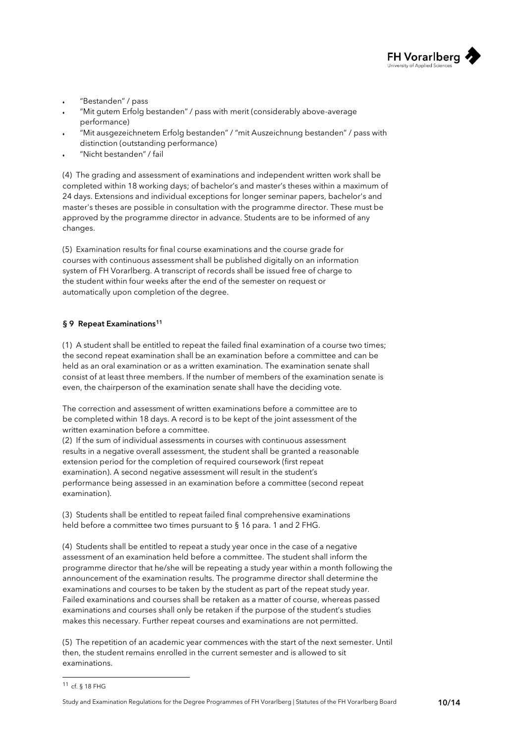- "Bestanden" / pass
- "Mit gutem Erfolg bestanden" / pass with merit (considerably above-average performance)
- "Mit ausgezeichnetem Erfolg bestanden" / "mit Auszeichnung bestanden" / pass with distinction (outstanding performance)
- "Nicht bestanden" / fail

(4) The grading and assessment of examinations and independent written work shall be completed within 18 working days; of bachelor's and master's theses within a maximum of 24 days. Extensions and individual exceptions for longer seminar papers, bachelor's and master's theses are possible in consultation with the programme director. These must be approved by the programme director in advance. Students are to be informed of any changes.

(5) Examination results for final course examinations and the course grade for courses with continuous assessment shall be published digitally on an information system of FH Vorarlberg. A transcript of records shall be issued free of charge to the student within four weeks after the end of the semester on request or automatically upon completion of the degree.

#### § 9 Repeat Examinations[11]

(1) A student shall be entitled to repeat the failed final examination of a course two times; the second repeat examination shall be an examination before a committee and can be held as an oral examination or as a written examination. The examination senate shall consist of at least three members. If the number of members of the examination senate is even, the chairperson of the examination senate shall have the deciding vote.

The correction and assessment of written examinations before a committee are to be completed within 18 days. A record is to be kept of the joint assessment of the written examination before a committee.

(2) If the sum of individual assessments in courses with continuous assessment results in a negative overall assessment, the student shall be granted a reasonable extension period for the completion of required coursework (first repeat examination). A second negative assessment will result in the student's performance being assessed in an examination before a committee (second repeat examination).

(3) Students shall be entitled to repeat failed final comprehensive examinations held before a committee two times pursuant to § 16 para. 1 and 2 FHG.

(4) Students shall be entitled to repeat a study year once in the case of a negative assessment of an examination held before a committee. The student shall inform the programme director that he/she will be repeating a study year within a month following the announcement of the examination results. The programme director shall determine the examinations and courses to be taken by the student as part of the repeat study year. Failed examinations and courses shall be retaken as a matter of course, whereas passed examinations and courses shall only be retaken if the purpose of the student's studies makes this necessary. Further repeat courses and examinations are not permitted.

(5) The repetition of an academic year commences with the start of the next semester. Until then, the student remains enrolled in the current semester and is allowed to sit examinations.

---

[11] cf. § 18 FHG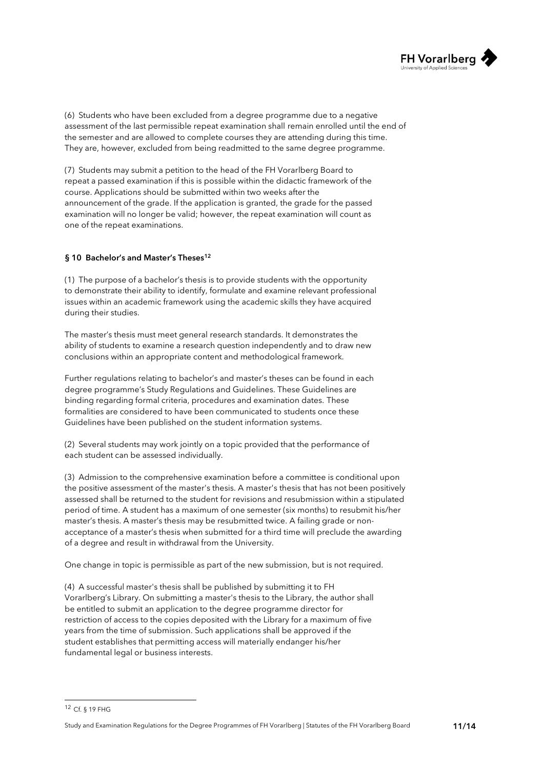(6) Students who have been excluded from a degree programme due to a negative assessment of the last permissible repeat examination shall remain enrolled until the end of the semester and are allowed to complete courses they are attending during this time. They are, however, excluded from being readmitted to the same degree programme.

(7) Students may submit a petition to the head of the FH Vorarlberg Board to repeat a passed examination if this is possible within the didactic framework of the course. Applications should be submitted within two weeks after the announcement of the grade. If the application is granted, the grade for the passed examination will no longer be valid; however, the repeat examination will count as one of the repeat examinations.

### § 10 Bachelor's and Master's Theses[12]

(1) The purpose of a bachelor's thesis is to provide students with the opportunity to demonstrate their ability to identify, formulate and examine relevant professional issues within an academic framework using the academic skills they have acquired during their studies.

The master's thesis must meet general research standards. It demonstrates the ability of students to examine a research question independently and to draw new conclusions within an appropriate content and methodological framework.

Further regulations relating to bachelor's and master's theses can be found in each degree programme's Study Regulations and Guidelines. These Guidelines are binding regarding formal criteria, procedures and examination dates. These formalities are considered to have been communicated to students once these Guidelines have been published on the student information systems.

(2) Several students may work jointly on a topic provided that the performance of each student can be assessed individually.

(3) Admission to the comprehensive examination before a committee is conditional upon the positive assessment of the master's thesis. A master's thesis that has not been positively assessed shall be returned to the student for revisions and resubmission within a stipulated period of time. A student has a maximum of one semester (six months) to resubmit his/her master's thesis. A master's thesis may be resubmitted twice. A failing grade or non-acceptance of a master's thesis when submitted for a third time will preclude the awarding of a degree and result in withdrawal from the University.

One change in topic is permissible as part of the new submission, but is not required.

(4) A successful master's thesis shall be published by submitting it to FH Vorarlberg's Library. On submitting a master's thesis to the Library, the author shall be entitled to submit an application to the degree programme director for restriction of access to the copies deposited with the Library for a maximum of five years from the time of submission. Such applications shall be approved if the student establishes that permitting access will materially endanger his/her fundamental legal or business interests.

---

[12] Cf. § 19 FHG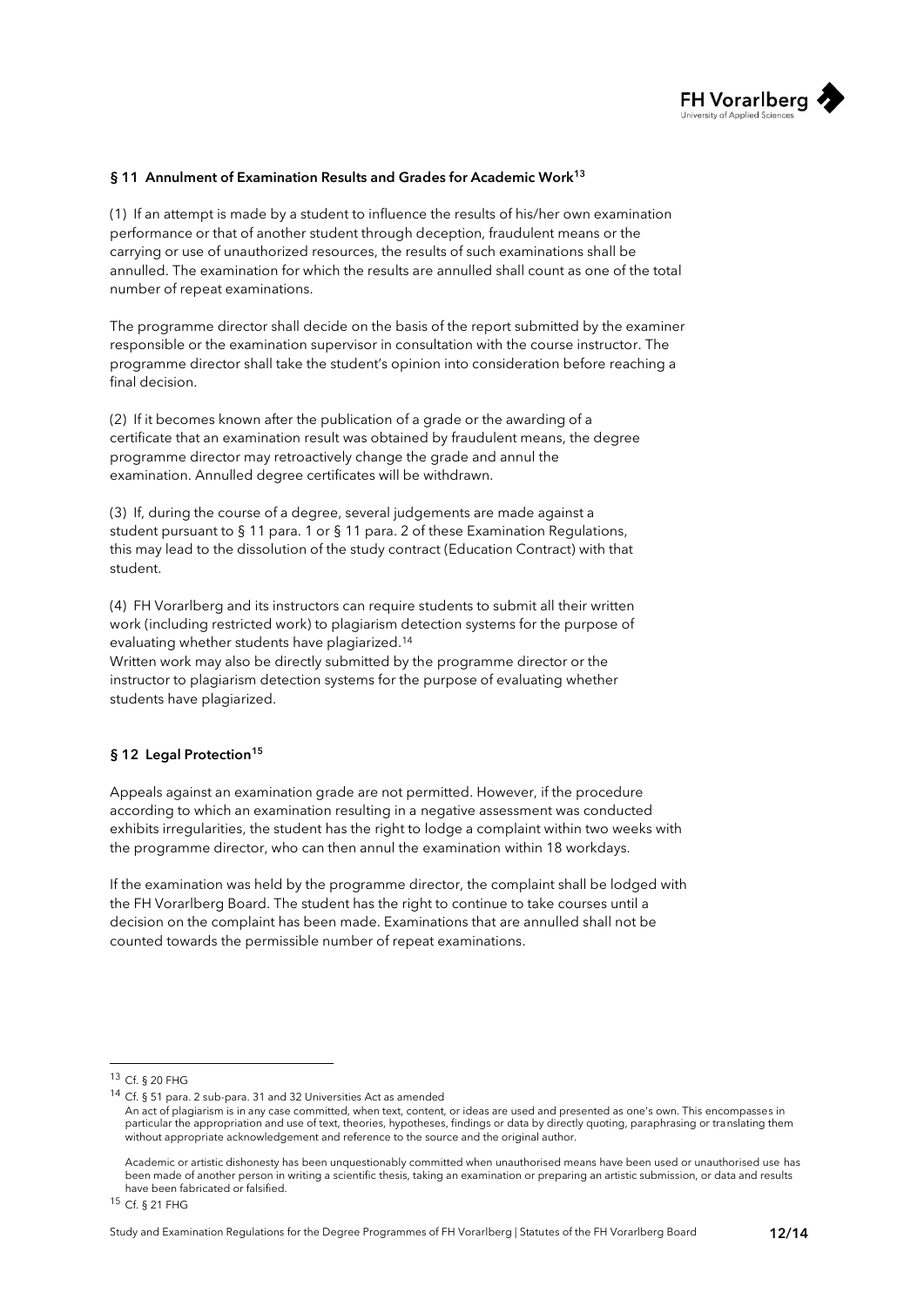## § 11 Annulment of Examination Results and Grades for Academic Work[13]

(1) If an attempt is made by a student to influence the results of his/her own examination performance or that of another student through deception, fraudulent means or the carrying or use of unauthorized resources, the results of such examinations shall be annulled. The examination for which the results are annulled shall count as one of the total number of repeat examinations.

The programme director shall decide on the basis of the report submitted by the examiner responsible or the examination supervisor in consultation with the course instructor. The programme director shall take the student's opinion into consideration before reaching a final decision.

(2) If it becomes known after the publication of a grade or the awarding of a certificate that an examination result was obtained by fraudulent means, the degree programme director may retroactively change the grade and annul the examination. Annulled degree certificates will be withdrawn.

(3) If, during the course of a degree, several judgements are made against a student pursuant to § 11 para. 1 or § 11 para. 2 of these Examination Regulations, this may lead to the dissolution of the study contract (Education Contract) with that student.

(4) FH Vorarlberg and its instructors can require students to submit all their written work (including restricted work) to plagiarism detection systems for the purpose of evaluating whether students have plagiarized.[14]
Written work may also be directly submitted by the programme director or the instructor to plagiarism detection systems for the purpose of evaluating whether students have plagiarized.

## § 12 Legal Protection[15]

Appeals against an examination grade are not permitted. However, if the procedure according to which an examination resulting in a negative assessment was conducted exhibits irregularities, the student has the right to lodge a complaint within two weeks with the programme director, who can then annul the examination within 18 workdays.

If the examination was held by the programme director, the complaint shall be lodged with the FH Vorarlberg Board. The student has the right to continue to take courses until a decision on the complaint has been made. Examinations that are annulled shall not be counted towards the permissible number of repeat examinations.

---

[13] Cf. § 20 FHG

[14] Cf. § 51 para. 2 sub-para. 31 and 32 Universities Act as amended
An act of plagiarism is in any case committed, when text, content, or ideas are used and presented as one's own. This encompasses in particular the appropriation and use of text, theories, hypotheses, findings or data by directly quoting, paraphrasing or translating them without appropriate acknowledgement and reference to the source and the original author.

Academic or artistic dishonesty has been unquestionably committed when unauthorised means have been used or unauthorised use has been made of another person in writing a scientific thesis, taking an examination or preparing an artistic submission, or data and results have been fabricated or falsified.

[15] Cf. § 21 FHG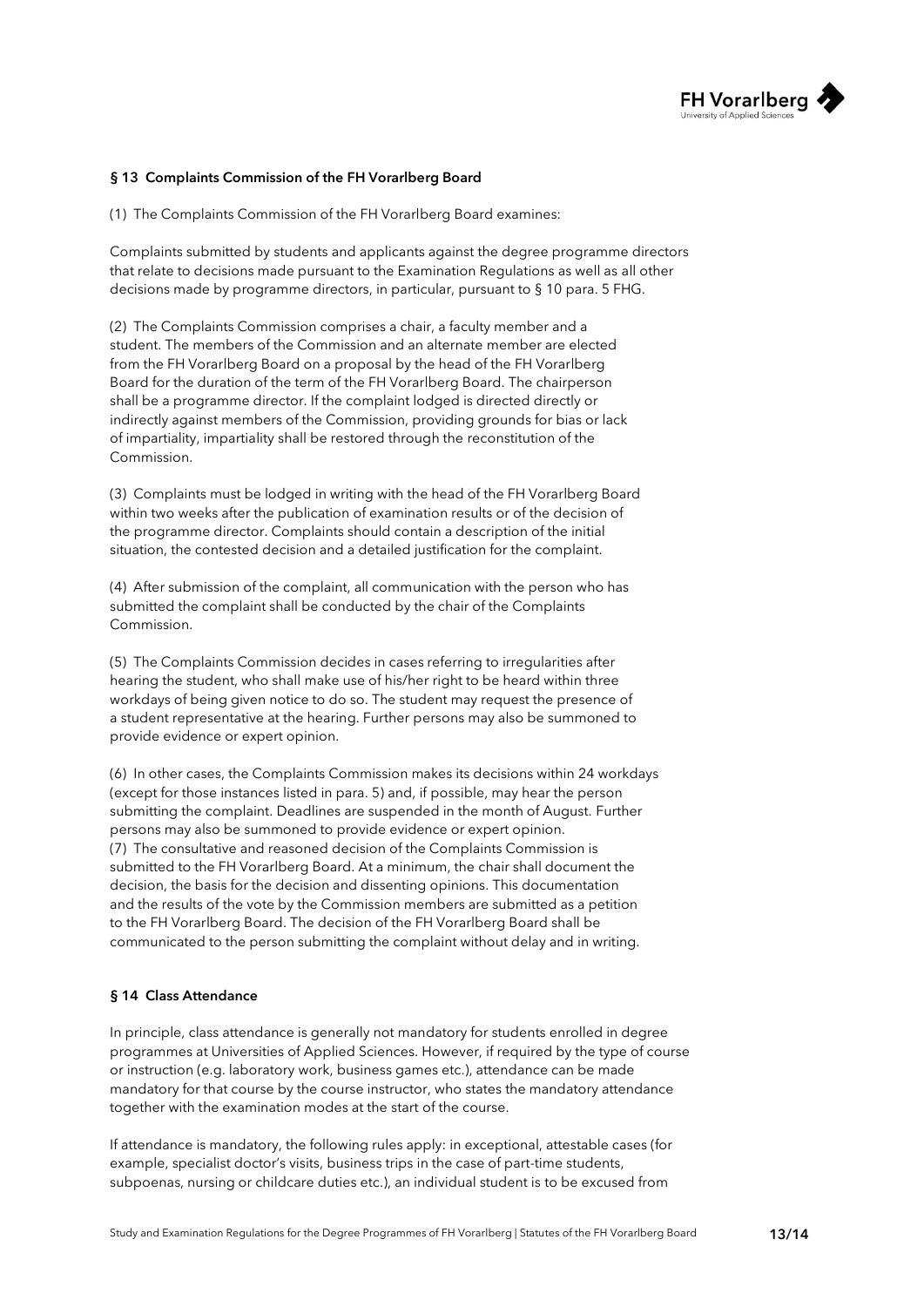## § 13 Complaints Commission of the FH Vorarlberg Board

(1) The Complaints Commission of the FH Vorarlberg Board examines:

Complaints submitted by students and applicants against the degree programme directors that relate to decisions made pursuant to the Examination Regulations as well as all other decisions made by programme directors, in particular, pursuant to § 10 para. 5 FHG.

(2) The Complaints Commission comprises a chair, a faculty member and a student. The members of the Commission and an alternate member are elected from the FH Vorarlberg Board on a proposal by the head of the FH Vorarlberg Board for the duration of the term of the FH Vorarlberg Board. The chairperson shall be a programme director. If the complaint lodged is directed directly or indirectly against members of the Commission, providing grounds for bias or lack of impartiality, impartiality shall be restored through the reconstitution of the Commission.

(3) Complaints must be lodged in writing with the head of the FH Vorarlberg Board within two weeks after the publication of examination results or of the decision of the programme director. Complaints should contain a description of the initial situation, the contested decision and a detailed justification for the complaint.

(4) After submission of the complaint, all communication with the person who has submitted the complaint shall be conducted by the chair of the Complaints Commission.

(5) The Complaints Commission decides in cases referring to irregularities after hearing the student, who shall make use of his/her right to be heard within three workdays of being given notice to do so. The student may request the presence of a student representative at the hearing. Further persons may also be summoned to provide evidence or expert opinion.

(6) In other cases, the Complaints Commission makes its decisions within 24 workdays (except for those instances listed in para. 5) and, if possible, may hear the person submitting the complaint. Deadlines are suspended in the month of August. Further persons may also be summoned to provide evidence or expert opinion.

(7) The consultative and reasoned decision of the Complaints Commission is submitted to the FH Vorarlberg Board. At a minimum, the chair shall document the decision, the basis for the decision and dissenting opinions. This documentation and the results of the vote by the Commission members are submitted as a petition to the FH Vorarlberg Board. The decision of the FH Vorarlberg Board shall be communicated to the person submitting the complaint without delay and in writing.

## § 14 Class Attendance

In principle, class attendance is generally not mandatory for students enrolled in degree programmes at Universities of Applied Sciences. However, if required by the type of course or instruction (e.g. laboratory work, business games etc.), attendance can be made mandatory for that course by the course instructor, who states the mandatory attendance together with the examination modes at the start of the course.

If attendance is mandatory, the following rules apply: in exceptional, attestable cases (for example, specialist doctor's visits, business trips in the case of part-time students, subpoenas, nursing or childcare duties etc.), an individual student is to be excused from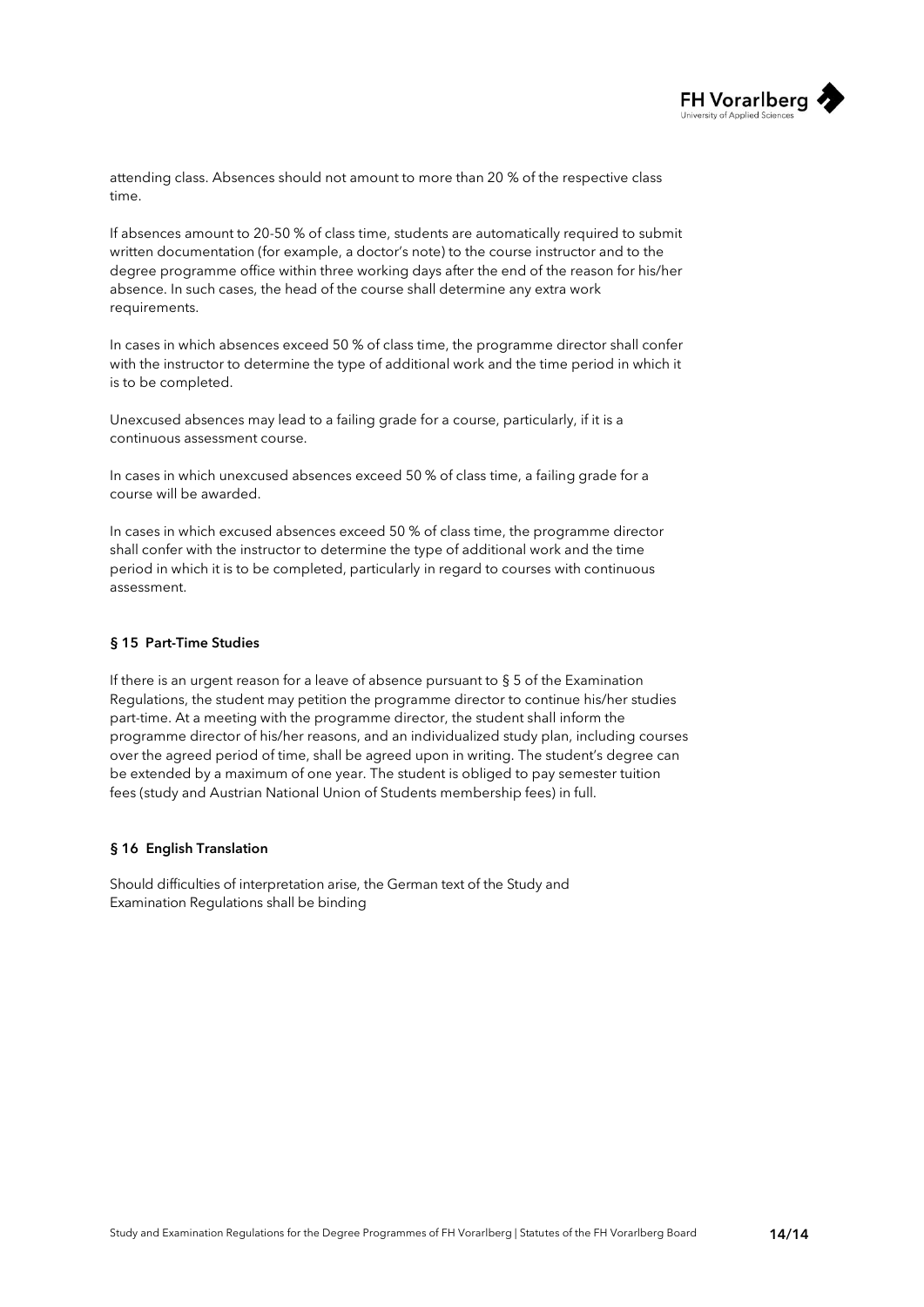attending class. Absences should not amount to more than 20 % of the respective class time.

If absences amount to 20-50 % of class time, students are automatically required to submit written documentation (for example, a doctor's note) to the course instructor and to the degree programme office within three working days after the end of the reason for his/her absence. In such cases, the head of the course shall determine any extra work requirements.

In cases in which absences exceed 50 % of class time, the programme director shall confer with the instructor to determine the type of additional work and the time period in which it is to be completed.

Unexcused absences may lead to a failing grade for a course, particularly, if it is a continuous assessment course.

In cases in which unexcused absences exceed 50 % of class time, a failing grade for a course will be awarded.

In cases in which excused absences exceed 50 % of class time, the programme director shall confer with the instructor to determine the type of additional work and the time period in which it is to be completed, particularly in regard to courses with continuous assessment.

### § 15 Part-Time Studies

If there is an urgent reason for a leave of absence pursuant to § 5 of the Examination Regulations, the student may petition the programme director to continue his/her studies part-time. At a meeting with the programme director, the student shall inform the programme director of his/her reasons, and an individualized study plan, including courses over the agreed period of time, shall be agreed upon in writing. The student's degree can be extended by a maximum of one year. The student is obliged to pay semester tuition fees (study and Austrian National Union of Students membership fees) in full.

### § 16 English Translation

Should difficulties of interpretation arise, the German text of the Study and Examination Regulations shall be binding